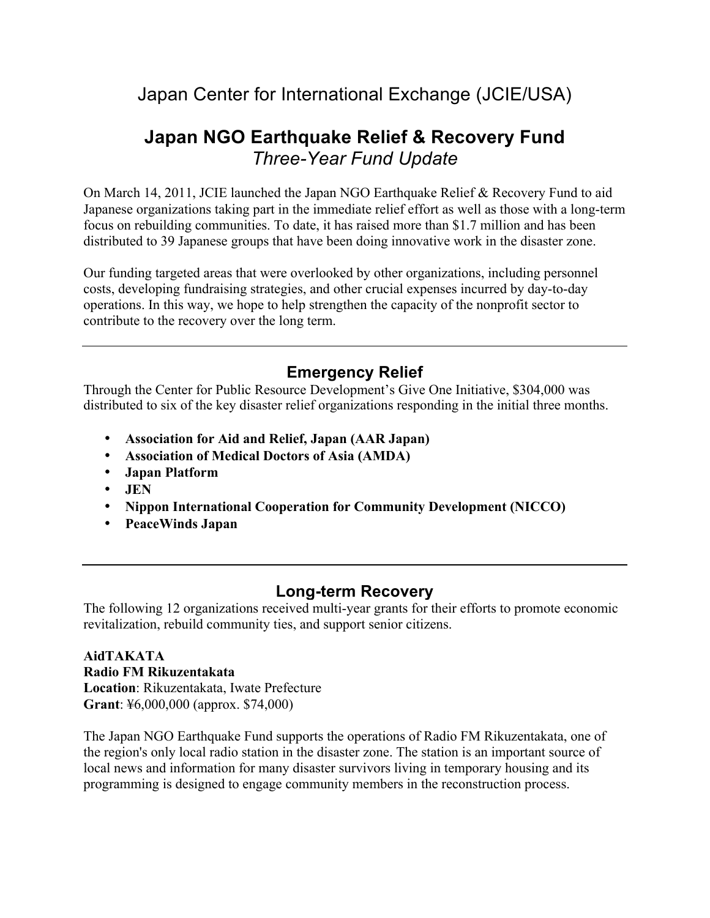# Japan Center for International Exchange (JCIE/USA)

## Japan NGO Earthquake Relief & Recovery Fund

*Three-Year Fund Update*

On March 14, 2011, JCIE launched the Japan NGO Earthquake Relief & Recovery Fund to aid Japanese organizations taking part in the immediate relief effort as well as those with a long-term focus on rebuilding communities. To date, it has raised more than $1.7 million and has been distributed to 39 Japanese groups that have been doing innovative work in the disaster zone.

Our funding targeted areas that were overlooked by other organizations, including personnel costs, developing fundraising strategies, and other crucial expenses incurred by day-to-day operations. In this way, we hope to help strengthen the capacity of the nonprofit sector to contribute to the recovery over the long term.

---

### Emergency Relief

Through the Center for Public Resource Development's Give One Initiative, $304,000 was distributed to six of the key disaster relief organizations responding in the initial three months.

- **Association for Aid and Relief, Japan (AAR Japan)**
- **Association of Medical Doctors of Asia (AMDA)**
- **Japan Platform**
- **JEN**
- **Nippon International Cooperation for Community Development (NICCO)**
- **PeaceWinds Japan**

---

### Long-term Recovery

The following 12 organizations received multi-year grants for their efforts to promote economic revitalization, rebuild community ties, and support senior citizens.

**AidTAKATA**
**Radio FM Rikuzentakata**
**Location**: Rikuzentakata, Iwate Prefecture
**Grant**: ¥6,000,000 (approx. $74,000)

The Japan NGO Earthquake Fund supports the operations of Radio FM Rikuzentakata, one of the region's only local radio station in the disaster zone. The station is an important source of local news and information for many disaster survivors living in temporary housing and its programming is designed to engage community members in the reconstruction process.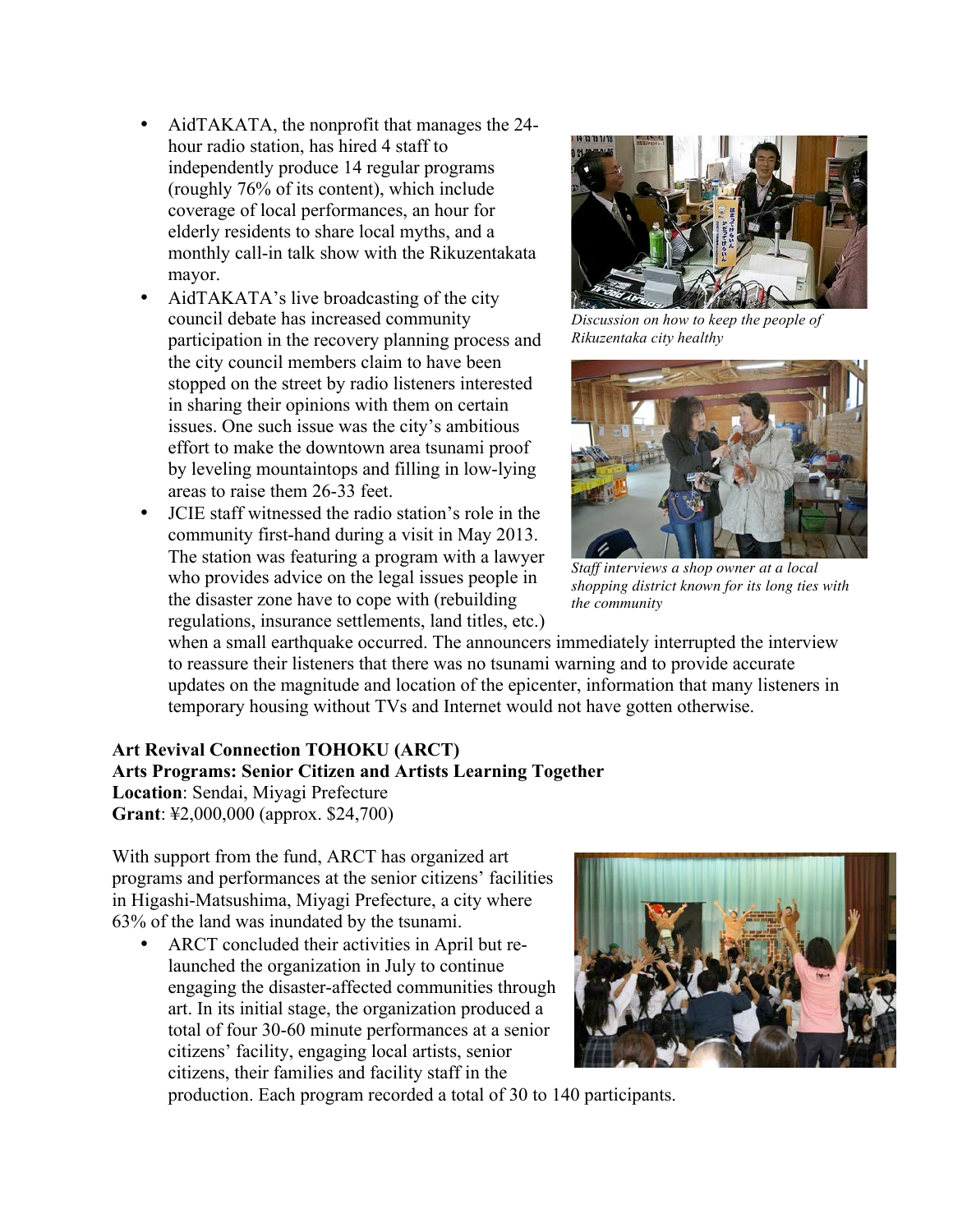- AidTAKATA, the nonprofit that manages the 24-hour radio station, has hired 4 staff to independently produce 14 regular programs (roughly 76% of its content), which include coverage of local performances, an hour for elderly residents to share local myths, and a monthly call-in talk show with the Rikuzentakata mayor.
- AidTAKATA's live broadcasting of the city council debate has increased community participation in the recovery planning process and the city council members claim to have been stopped on the street by radio listeners interested in sharing their opinions with them on certain issues. One such issue was the city's ambitious effort to make the downtown area tsunami proof by leveling mountaintops and filling in low-lying areas to raise them 26-33 feet.
- JCIE staff witnessed the radio station's role in the community first-hand during a visit in May 2013. The station was featuring a program with a lawyer who provides advice on the legal issues people in the disaster zone have to cope with (rebuilding regulations, insurance settlements, land titles, etc.) when a small earthquake occurred. The announcers immediately interrupted the interview to reassure their listeners that there was no tsunami warning and to provide accurate updates on the magnitude and location of the epicenter, information that many listeners in temporary housing without TVs and Internet would not have gotten otherwise.

*Discussion on how to keep the people of Rikuzentaka city healthy*

*Staff interviews a shop owner at a local shopping district known for its long ties with the community*

**Art Revival Connection TOHOKU (ARCT)**
**Arts Programs: Senior Citizen and Artists Learning Together**
**Location**: Sendai, Miyagi Prefecture
**Grant**: ¥2,000,000 (approx. $24,700)

With support from the fund, ARCT has organized art programs and performances at the senior citizens' facilities in Higashi-Matsushima, Miyagi Prefecture, a city where 63% of the land was inundated by the tsunami.

- ARCT concluded their activities in April but re-launched the organization in July to continue engaging the disaster-affected communities through art. In its initial stage, the organization produced a total of four 30-60 minute performances at a senior citizens' facility, engaging local artists, senior citizens, their families and facility staff in the production. Each program recorded a total of 30 to 140 participants.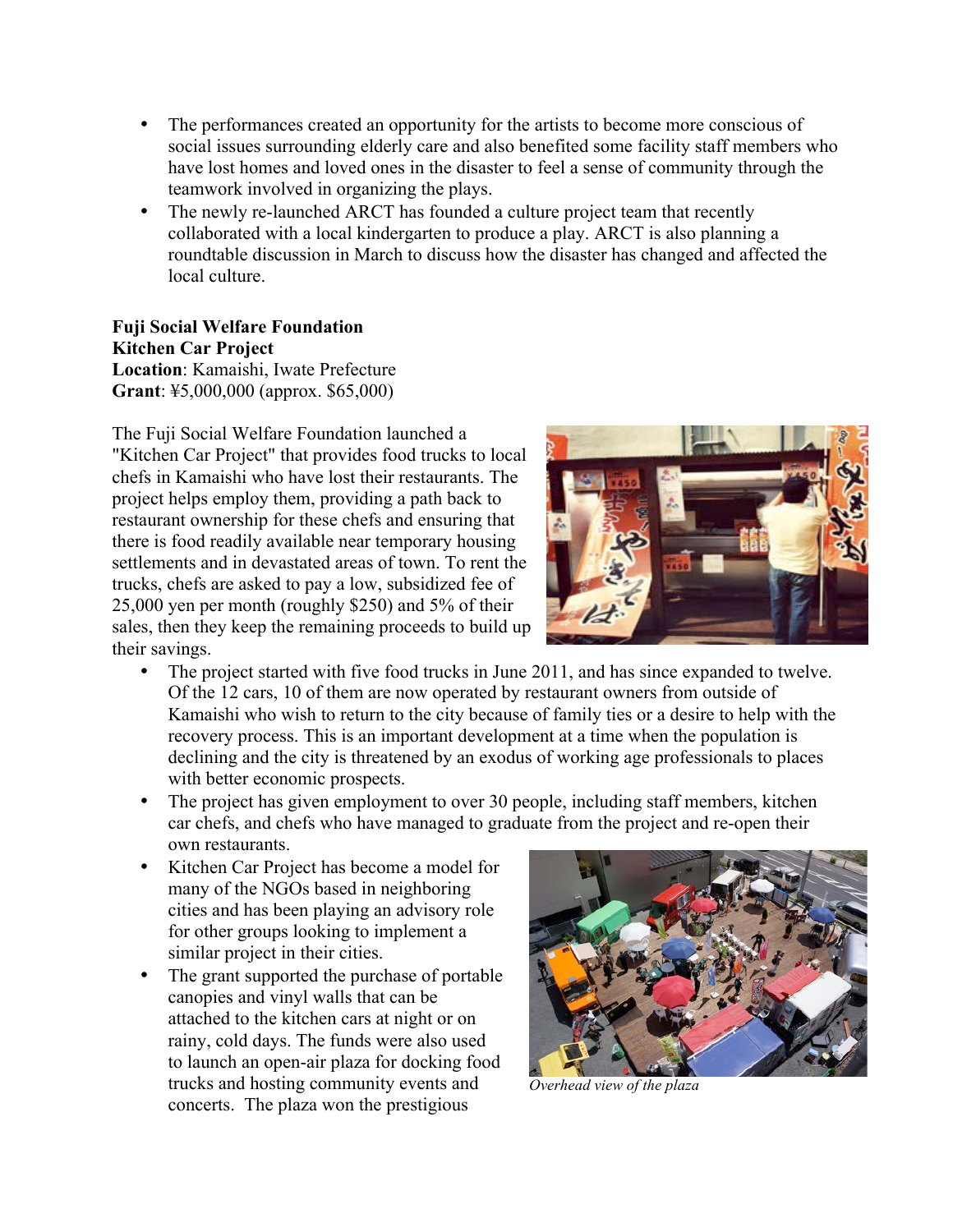- The performances created an opportunity for the artists to become more conscious of social issues surrounding elderly care and also benefited some facility staff members who have lost homes and loved ones in the disaster to feel a sense of community through the teamwork involved in organizing the plays.
- The newly re-launched ARCT has founded a culture project team that recently collaborated with a local kindergarten to produce a play. ARCT is also planning a roundtable discussion in March to discuss how the disaster has changed and affected the local culture.

**Fuji Social Welfare Foundation**
**Kitchen Car Project**
**Location**: Kamaishi, Iwate Prefecture
**Grant**: ¥5,000,000 (approx. $65,000)

The Fuji Social Welfare Foundation launched a "Kitchen Car Project" that provides food trucks to local chefs in Kamaishi who have lost their restaurants. The project helps employ them, providing a path back to restaurant ownership for these chefs and ensuring that there is food readily available near temporary housing settlements and in devastated areas of town. To rent the trucks, chefs are asked to pay a low, subsidized fee of 25,000 yen per month (roughly $250) and 5% of their sales, then they keep the remaining proceeds to build up their savings.

- The project started with five food trucks in June 2011, and has since expanded to twelve. Of the 12 cars, 10 of them are now operated by restaurant owners from outside of Kamaishi who wish to return to the city because of family ties or a desire to help with the recovery process. This is an important development at a time when the population is declining and the city is threatened by an exodus of working age professionals to places with better economic prospects.
- The project has given employment to over 30 people, including staff members, kitchen car chefs, and chefs who have managed to graduate from the project and re-open their own restaurants.
- Kitchen Car Project has become a model for many of the NGOs based in neighboring cities and has been playing an advisory role for other groups looking to implement a similar project in their cities.
- The grant supported the purchase of portable canopies and vinyl walls that can be attached to the kitchen cars at night or on rainy, cold days. The funds were also used to launch an open-air plaza for docking food trucks and hosting community events and concerts. The plaza won the prestigious

*Overhead view of the plaza*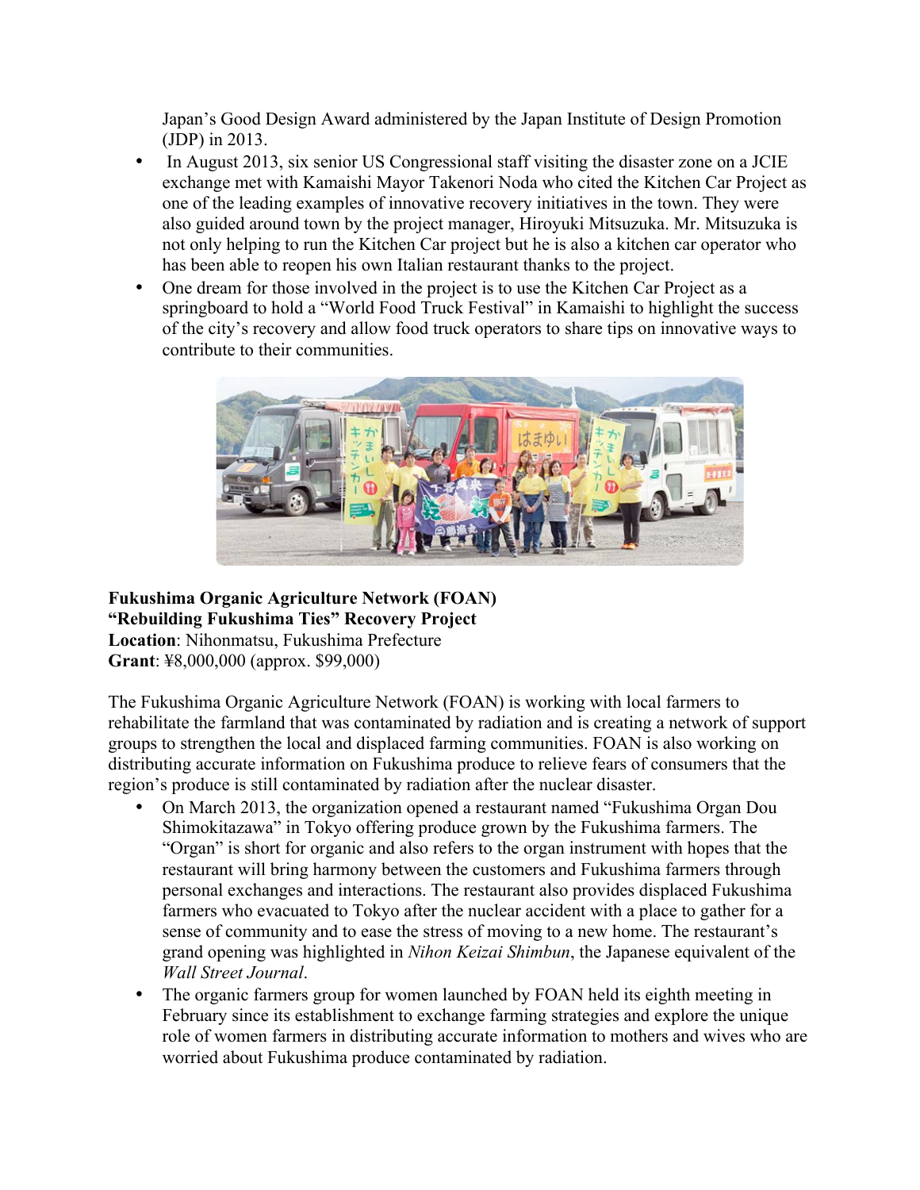Japan's Good Design Award administered by the Japan Institute of Design Promotion (JDP) in 2013.

- In August 2013, six senior US Congressional staff visiting the disaster zone on a JCIE exchange met with Kamaishi Mayor Takenori Noda who cited the Kitchen Car Project as one of the leading examples of innovative recovery initiatives in the town. They were also guided around town by the project manager, Hiroyuki Mitsuzuka. Mr. Mitsuzuka is not only helping to run the Kitchen Car project but he is also a kitchen car operator who has been able to reopen his own Italian restaurant thanks to the project.
- One dream for those involved in the project is to use the Kitchen Car Project as a springboard to hold a "World Food Truck Festival" in Kamaishi to highlight the success of the city's recovery and allow food truck operators to share tips on innovative ways to contribute to their communities.

**Fukushima Organic Agriculture Network (FOAN)**
**"Rebuilding Fukushima Ties" Recovery Project**
**Location**: Nihonmatsu, Fukushima Prefecture
**Grant**: ¥8,000,000 (approx. $99,000)

The Fukushima Organic Agriculture Network (FOAN) is working with local farmers to rehabilitate the farmland that was contaminated by radiation and is creating a network of support groups to strengthen the local and displaced farming communities. FOAN is also working on distributing accurate information on Fukushima produce to relieve fears of consumers that the region's produce is still contaminated by radiation after the nuclear disaster.

- On March 2013, the organization opened a restaurant named "Fukushima Organ Dou Shimokitazawa" in Tokyo offering produce grown by the Fukushima farmers. The "Organ" is short for organic and also refers to the organ instrument with hopes that the restaurant will bring harmony between the customers and Fukushima farmers through personal exchanges and interactions. The restaurant also provides displaced Fukushima farmers who evacuated to Tokyo after the nuclear accident with a place to gather for a sense of community and to ease the stress of moving to a new home. The restaurant's grand opening was highlighted in *Nihon Keizai Shimbun*, the Japanese equivalent of the *Wall Street Journal*.
- The organic farmers group for women launched by FOAN held its eighth meeting in February since its establishment to exchange farming strategies and explore the unique role of women farmers in distributing accurate information to mothers and wives who are worried about Fukushima produce contaminated by radiation.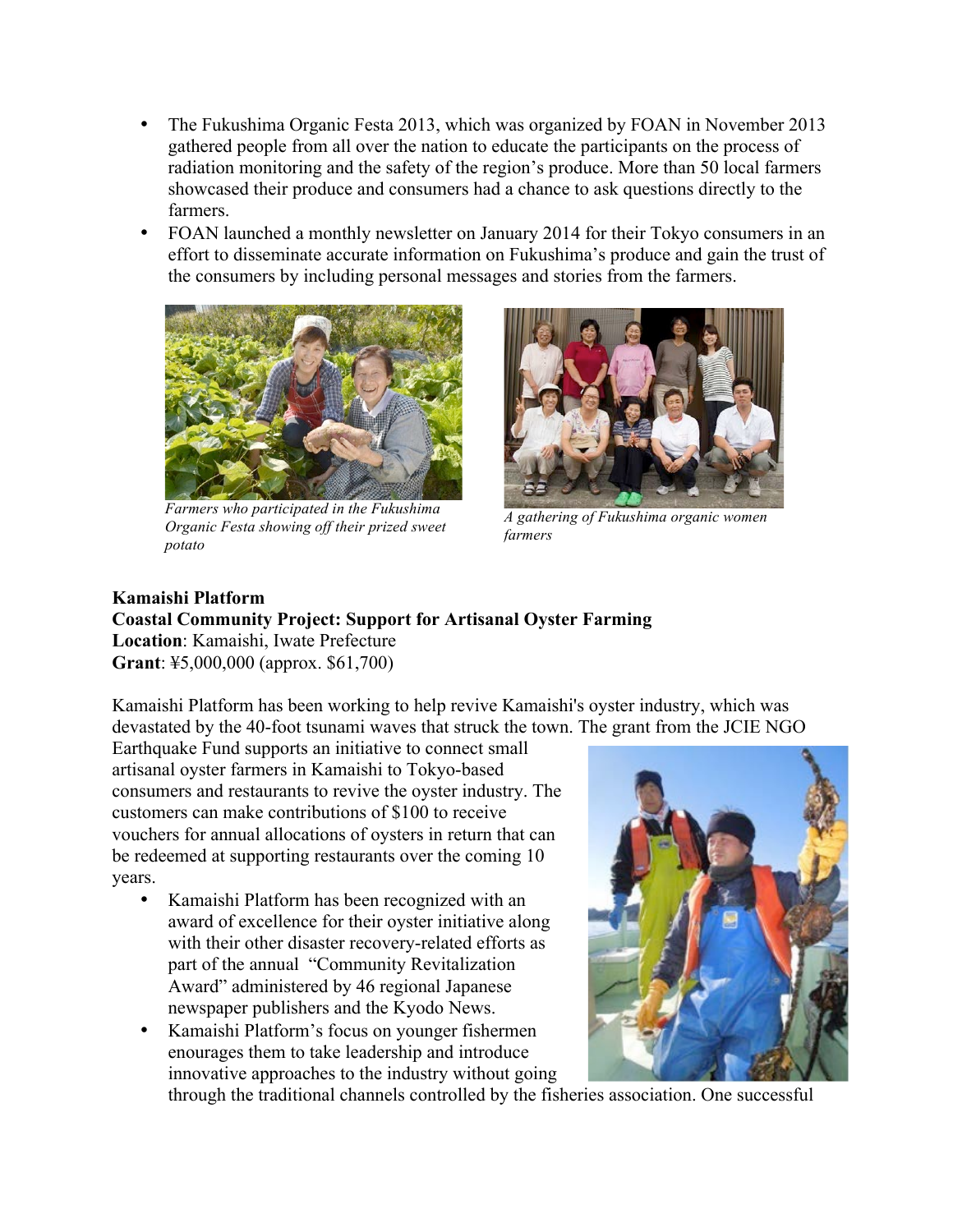- The Fukushima Organic Festa 2013, which was organized by FOAN in November 2013 gathered people from all over the nation to educate the participants on the process of radiation monitoring and the safety of the region's produce. More than 50 local farmers showcased their produce and consumers had a chance to ask questions directly to the farmers.
- FOAN launched a monthly newsletter on January 2014 for their Tokyo consumers in an effort to disseminate accurate information on Fukushima's produce and gain the trust of the consumers by including personal messages and stories from the farmers.

*Farmers who participated in the Fukushima Organic Festa showing off their prized sweet potato*

*A gathering of Fukushima organic women farmers*

**Kamaishi Platform**
**Coastal Community Project: Support for Artisanal Oyster Farming**
**Location**: Kamaishi, Iwate Prefecture
**Grant**: ¥5,000,000 (approx. $61,700)

Kamaishi Platform has been working to help revive Kamaishi's oyster industry, which was devastated by the 40-foot tsunami waves that struck the town. The grant from the JCIE NGO Earthquake Fund supports an initiative to connect small artisanal oyster farmers in Kamaishi to Tokyo-based consumers and restaurants to revive the oyster industry. The customers can make contributions of $100 to receive vouchers for annual allocations of oysters in return that can be redeemed at supporting restaurants over the coming 10 years.

- Kamaishi Platform has been recognized with an award of excellence for their oyster initiative along with their other disaster recovery-related efforts as part of the annual "Community Revitalization Award" administered by 46 regional Japanese newspaper publishers and the Kyodo News.
- Kamaishi Platform's focus on younger fishermen enourages them to take leadership and introduce innovative approaches to the industry without going through the traditional channels controlled by the fisheries association. One successful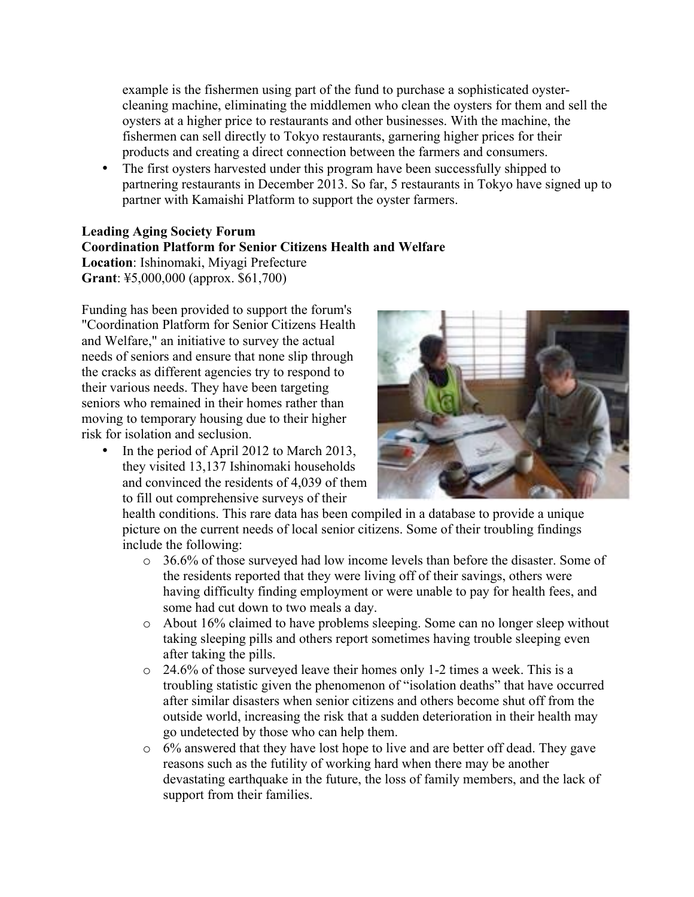example is the fishermen using part of the fund to purchase a sophisticated oyster-cleaning machine, eliminating the middlemen who clean the oysters for them and sell the oysters at a higher price to restaurants and other businesses. With the machine, the fishermen can sell directly to Tokyo restaurants, garnering higher prices for their products and creating a direct connection between the farmers and consumers.

- The first oysters harvested under this program have been successfully shipped to partnering restaurants in December 2013. So far, 5 restaurants in Tokyo have signed up to partner with Kamaishi Platform to support the oyster farmers.

**Leading Aging Society Forum**
**Coordination Platform for Senior Citizens Health and Welfare**
**Location**: Ishinomaki, Miyagi Prefecture
**Grant**: ¥5,000,000 (approx. $61,700)

Funding has been provided to support the forum's "Coordination Platform for Senior Citizens Health and Welfare," an initiative to survey the actual needs of seniors and ensure that none slip through the cracks as different agencies try to respond to their various needs. They have been targeting seniors who remained in their homes rather than moving to temporary housing due to their higher risk for isolation and seclusion.

- In the period of April 2012 to March 2013, they visited 13,137 Ishinomaki households and convinced the residents of 4,039 of them to fill out comprehensive surveys of their health conditions. This rare data has been compiled in a database to provide a unique picture on the current needs of local senior citizens. Some of their troubling findings include the following:
  - 36.6% of those surveyed had low income levels than before the disaster. Some of the residents reported that they were living off of their savings, others were having difficulty finding employment or were unable to pay for health fees, and some had cut down to two meals a day.
  - About 16% claimed to have problems sleeping. Some can no longer sleep without taking sleeping pills and others report sometimes having trouble sleeping even after taking the pills.
  - 24.6% of those surveyed leave their homes only 1-2 times a week. This is a troubling statistic given the phenomenon of "isolation deaths" that have occurred after similar disasters when senior citizens and others become shut off from the outside world, increasing the risk that a sudden deterioration in their health may go undetected by those who can help them.
  - 6% answered that they have lost hope to live and are better off dead. They gave reasons such as the futility of working hard when there may be another devastating earthquake in the future, the loss of family members, and the lack of support from their families.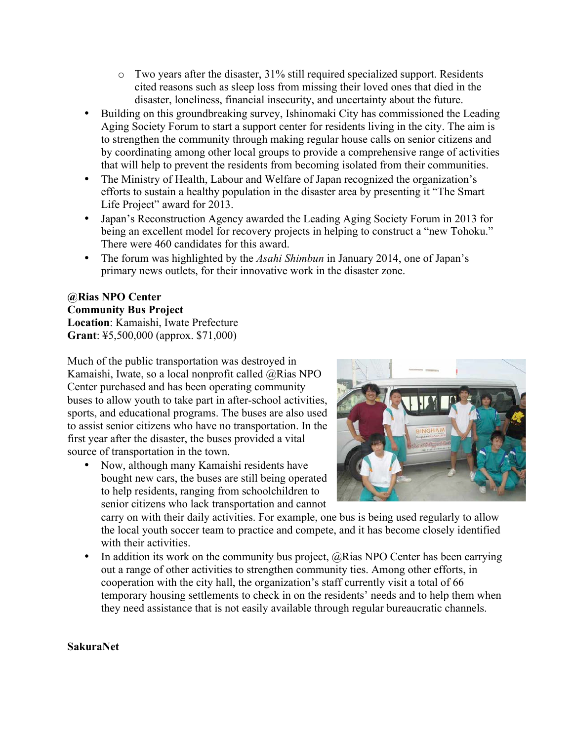- Two years after the disaster, 31% still required specialized support. Residents cited reasons such as sleep loss from missing their loved ones that died in the disaster, loneliness, financial insecurity, and uncertainty about the future.
- Building on this groundbreaking survey, Ishinomaki City has commissioned the Leading Aging Society Forum to start a support center for residents living in the city. The aim is to strengthen the community through making regular house calls on senior citizens and by coordinating among other local groups to provide a comprehensive range of activities that will help to prevent the residents from becoming isolated from their communities.
- The Ministry of Health, Labour and Welfare of Japan recognized the organization's efforts to sustain a healthy population in the disaster area by presenting it "The Smart Life Project" award for 2013.
- Japan's Reconstruction Agency awarded the Leading Aging Society Forum in 2013 for being an excellent model for recovery projects in helping to construct a "new Tohoku." There were 460 candidates for this award.
- The forum was highlighted by the *Asahi Shimbun* in January 2014, one of Japan's primary news outlets, for their innovative work in the disaster zone.

**@Rias NPO Center**
**Community Bus Project**
**Location**: Kamaishi, Iwate Prefecture
**Grant**: ¥5,500,000 (approx. $71,000)

Much of the public transportation was destroyed in Kamaishi, Iwate, so a local nonprofit called @Rias NPO Center purchased and has been operating community buses to allow youth to take part in after-school activities, sports, and educational programs. The buses are also used to assist senior citizens who have no transportation. In the first year after the disaster, the buses provided a vital source of transportation in the town.

- Now, although many Kamaishi residents have bought new cars, the buses are still being operated to help residents, ranging from schoolchildren to senior citizens who lack transportation and cannot carry on with their daily activities. For example, one bus is being used regularly to allow the local youth soccer team to practice and compete, and it has become closely identified with their activities.
- In addition its work on the community bus project, @Rias NPO Center has been carrying out a range of other activities to strengthen community ties. Among other efforts, in cooperation with the city hall, the organization's staff currently visit a total of 66 temporary housing settlements to check in on the residents' needs and to help them when they need assistance that is not easily available through regular bureaucratic channels.

**SakuraNet**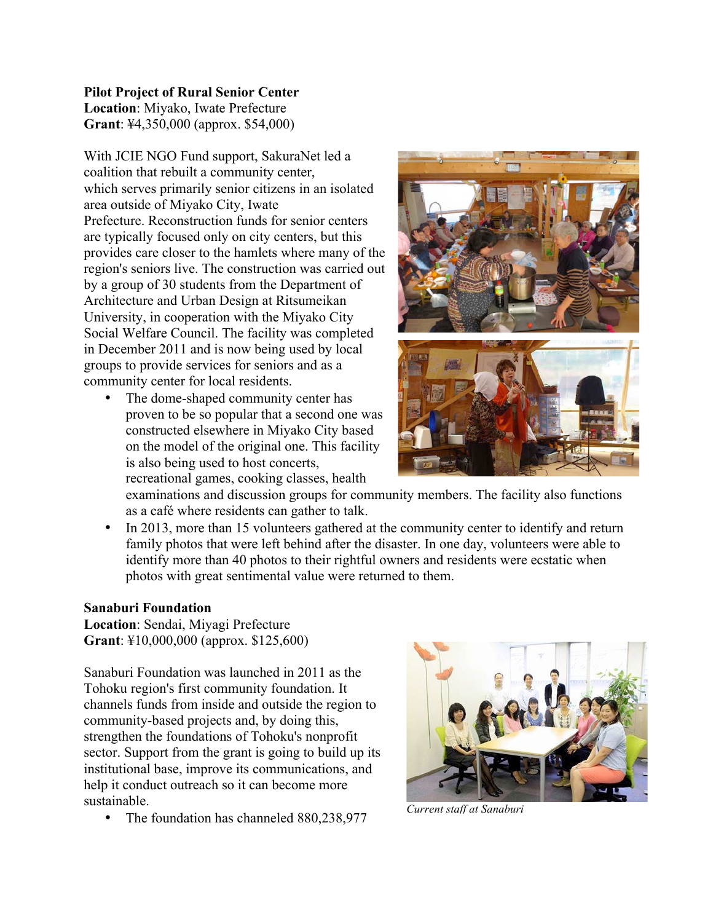**Pilot Project of Rural Senior Center**
**Location**: Miyako, Iwate Prefecture
**Grant**: ¥4,350,000 (approx. $54,000)

With JCIE NGO Fund support, SakuraNet led a coalition that rebuilt a community center, which serves primarily senior citizens in an isolated area outside of Miyako City, Iwate Prefecture. Reconstruction funds for senior centers are typically focused only on city centers, but this provides care closer to the hamlets where many of the region's seniors live. The construction was carried out by a group of 30 students from the Department of Architecture and Urban Design at Ritsumeikan University, in cooperation with the Miyako City Social Welfare Council. The facility was completed in December 2011 and is now being used by local groups to provide services for seniors and as a community center for local residents.

- The dome-shaped community center has proven to be so popular that a second one was constructed elsewhere in Miyako City based on the model of the original one. This facility is also being used to host concerts, recreational games, cooking classes, health examinations and discussion groups for community members. The facility also functions as a café where residents can gather to talk.
- In 2013, more than 15 volunteers gathered at the community center to identify and return family photos that were left behind after the disaster. In one day, volunteers were able to identify more than 40 photos to their rightful owners and residents were ecstatic when photos with great sentimental value were returned to them.

**Sanaburi Foundation**
**Location**: Sendai, Miyagi Prefecture
**Grant**: ¥10,000,000 (approx. $125,600)

Sanaburi Foundation was launched in 2011 as the Tohoku region's first community foundation. It channels funds from inside and outside the region to community-based projects and, by doing this, strengthen the foundations of Tohoku's nonprofit sector. Support from the grant is going to build up its institutional base, improve its communications, and help it conduct outreach so it can become more sustainable.

*Current staff at Sanaburi*

- The foundation has channeled 880,238,977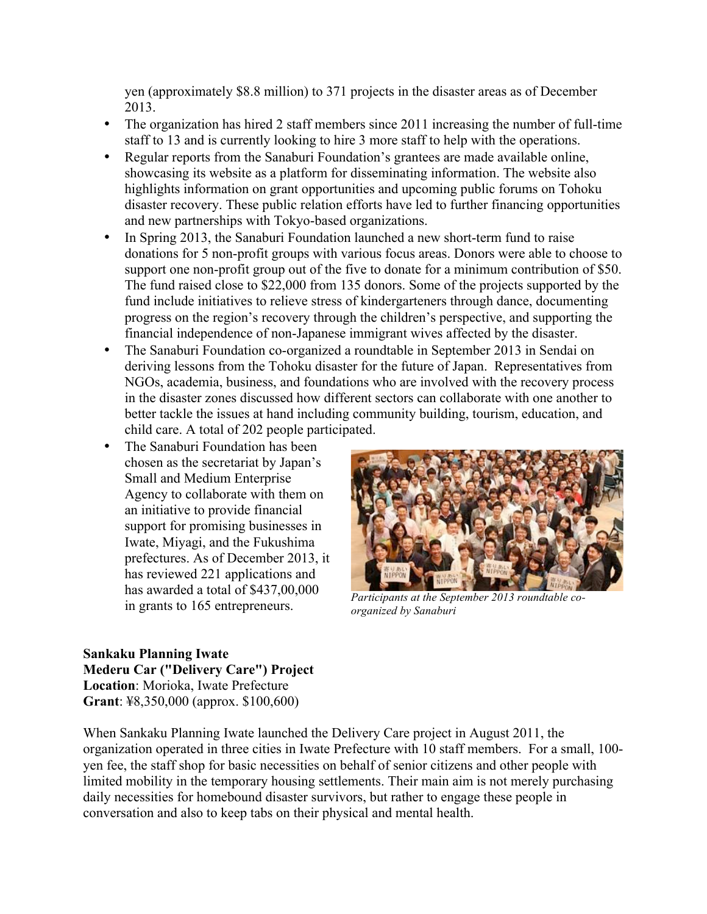yen (approximately $8.8 million) to 371 projects in the disaster areas as of December 2013.

- The organization has hired 2 staff members since 2011 increasing the number of full-time staff to 13 and is currently looking to hire 3 more staff to help with the operations.
- Regular reports from the Sanaburi Foundation's grantees are made available online, showcasing its website as a platform for disseminating information. The website also highlights information on grant opportunities and upcoming public forums on Tohoku disaster recovery. These public relation efforts have led to further financing opportunities and new partnerships with Tokyo-based organizations.
- In Spring 2013, the Sanaburi Foundation launched a new short-term fund to raise donations for 5 non-profit groups with various focus areas. Donors were able to choose to support one non-profit group out of the five to donate for a minimum contribution of $50. The fund raised close to $22,000 from 135 donors. Some of the projects supported by the fund include initiatives to relieve stress of kindergarteners through dance, documenting progress on the region's recovery through the children's perspective, and supporting the financial independence of non-Japanese immigrant wives affected by the disaster.
- The Sanaburi Foundation co-organized a roundtable in September 2013 in Sendai on deriving lessons from the Tohoku disaster for the future of Japan. Representatives from NGOs, academia, business, and foundations who are involved with the recovery process in the disaster zones discussed how different sectors can collaborate with one another to better tackle the issues at hand including community building, tourism, education, and child care. A total of 202 people participated.
- The Sanaburi Foundation has been chosen as the secretariat by Japan's Small and Medium Enterprise Agency to collaborate with them on an initiative to provide financial support for promising businesses in Iwate, Miyagi, and the Fukushima prefectures. As of December 2013, it has reviewed 221 applications and has awarded a total of $437,00,000 in grants to 165 entrepreneurs.

*Participants at the September 2013 roundtable co-organized by Sanaburi*

**Sankaku Planning Iwate**
**Mederu Car ("Delivery Care") Project**
**Location**: Morioka, Iwate Prefecture
**Grant**: ¥8,350,000 (approx. $100,600)

When Sankaku Planning Iwate launched the Delivery Care project in August 2011, the organization operated in three cities in Iwate Prefecture with 10 staff members. For a small, 100-yen fee, the staff shop for basic necessities on behalf of senior citizens and other people with limited mobility in the temporary housing settlements. Their main aim is not merely purchasing daily necessities for homebound disaster survivors, but rather to engage these people in conversation and also to keep tabs on their physical and mental health.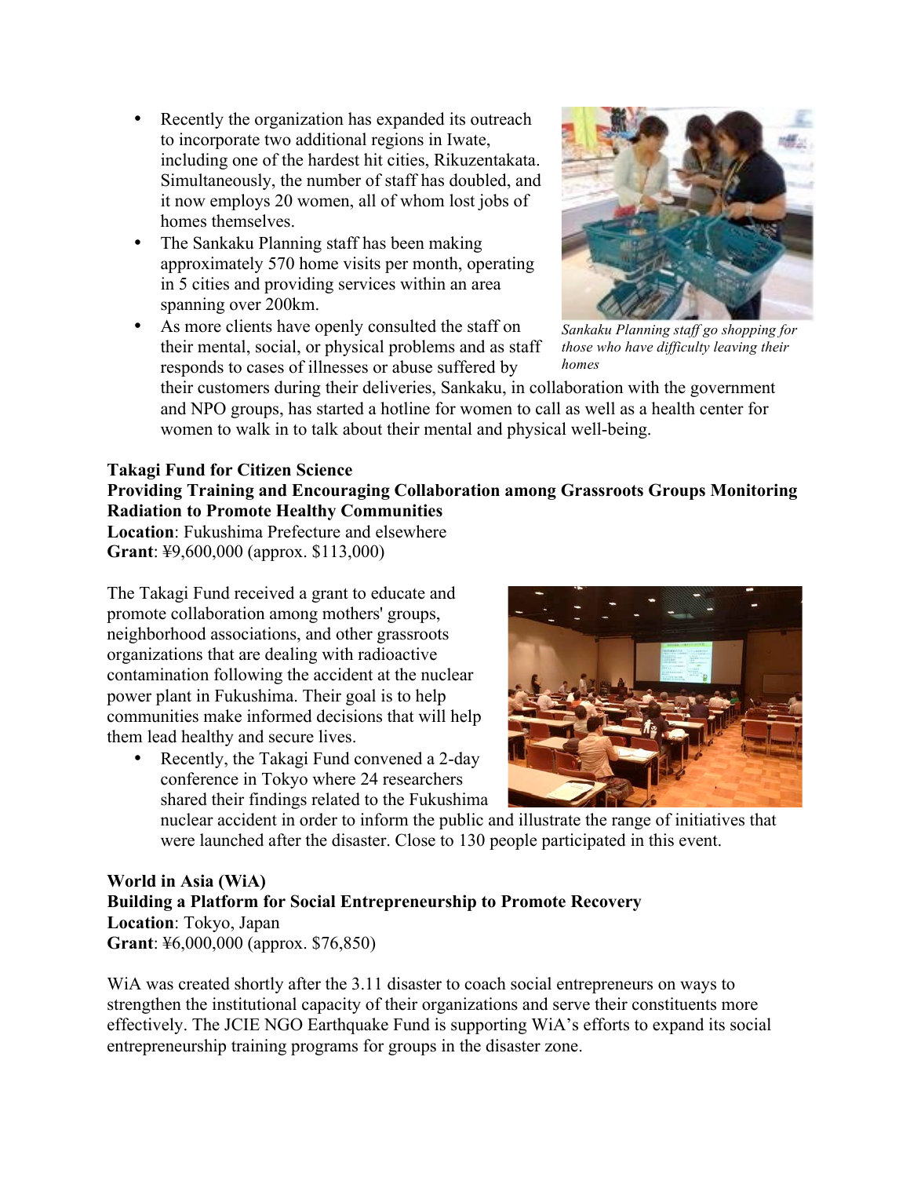- Recently the organization has expanded its outreach to incorporate two additional regions in Iwate, including one of the hardest hit cities, Rikuzentakata. Simultaneously, the number of staff has doubled, and it now employs 20 women, all of whom lost jobs of homes themselves.
- The Sankaku Planning staff has been making approximately 570 home visits per month, operating in 5 cities and providing services within an area spanning over 200km.
- As more clients have openly consulted the staff on their mental, social, or physical problems and as staff responds to cases of illnesses or abuse suffered by their customers during their deliveries, Sankaku, in collaboration with the government and NPO groups, has started a hotline for women to call as well as a health center for women to walk in to talk about their mental and physical well-being.

*Sankaku Planning staff go shopping for those who have difficulty leaving their homes*

**Takagi Fund for Citizen Science**
**Providing Training and Encouraging Collaboration among Grassroots Groups Monitoring Radiation to Promote Healthy Communities**
**Location**: Fukushima Prefecture and elsewhere
**Grant**: ¥9,600,000 (approx. $113,000)

The Takagi Fund received a grant to educate and promote collaboration among mothers' groups, neighborhood associations, and other grassroots organizations that are dealing with radioactive contamination following the accident at the nuclear power plant in Fukushima. Their goal is to help communities make informed decisions that will help them lead healthy and secure lives.

- Recently, the Takagi Fund convened a 2-day conference in Tokyo where 24 researchers shared their findings related to the Fukushima nuclear accident in order to inform the public and illustrate the range of initiatives that were launched after the disaster. Close to 130 people participated in this event.

**World in Asia (WiA)**
**Building a Platform for Social Entrepreneurship to Promote Recovery**
**Location**: Tokyo, Japan
**Grant**: ¥6,000,000 (approx. $76,850)

WiA was created shortly after the 3.11 disaster to coach social entrepreneurs on ways to strengthen the institutional capacity of their organizations and serve their constituents more effectively. The JCIE NGO Earthquake Fund is supporting WiA's efforts to expand its social entrepreneurship training programs for groups in the disaster zone.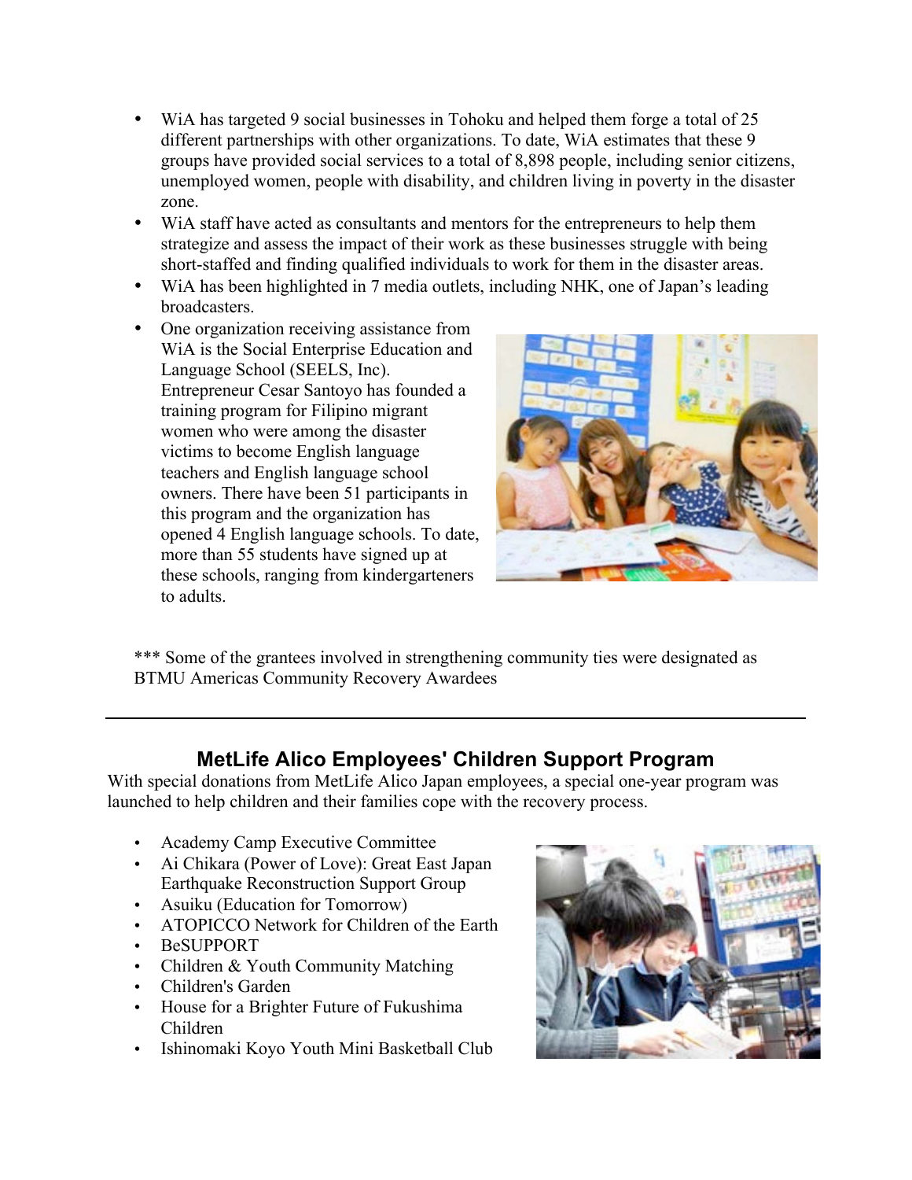- WiA has targeted 9 social businesses in Tohoku and helped them forge a total of 25 different partnerships with other organizations. To date, WiA estimates that these 9 groups have provided social services to a total of 8,898 people, including senior citizens, unemployed women, people with disability, and children living in poverty in the disaster zone.
- WiA staff have acted as consultants and mentors for the entrepreneurs to help them strategize and assess the impact of their work as these businesses struggle with being short-staffed and finding qualified individuals to work for them in the disaster areas.
- WiA has been highlighted in 7 media outlets, including NHK, one of Japan's leading broadcasters.
- One organization receiving assistance from WiA is the Social Enterprise Education and Language School (SEELS, Inc). Entrepreneur Cesar Santoyo has founded a training program for Filipino migrant women who were among the disaster victims to become English language teachers and English language school owners. There have been 51 participants in this program and the organization has opened 4 English language schools. To date, more than 55 students have signed up at these schools, ranging from kindergarteners to adults.

*** Some of the grantees involved in strengthening community ties were designated as BTMU Americas Community Recovery Awardees

---

## MetLife Alico Employees' Children Support Program

With special donations from MetLife Alico Japan employees, a special one-year program was launched to help children and their families cope with the recovery process.

- Academy Camp Executive Committee
- Ai Chikara (Power of Love): Great East Japan Earthquake Reconstruction Support Group
- Asuiku (Education for Tomorrow)
- ATOPICCO Network for Children of the Earth
- BeSUPPORT
- Children & Youth Community Matching
- Children's Garden
- House for a Brighter Future of Fukushima Children
- Ishinomaki Koyo Youth Mini Basketball Club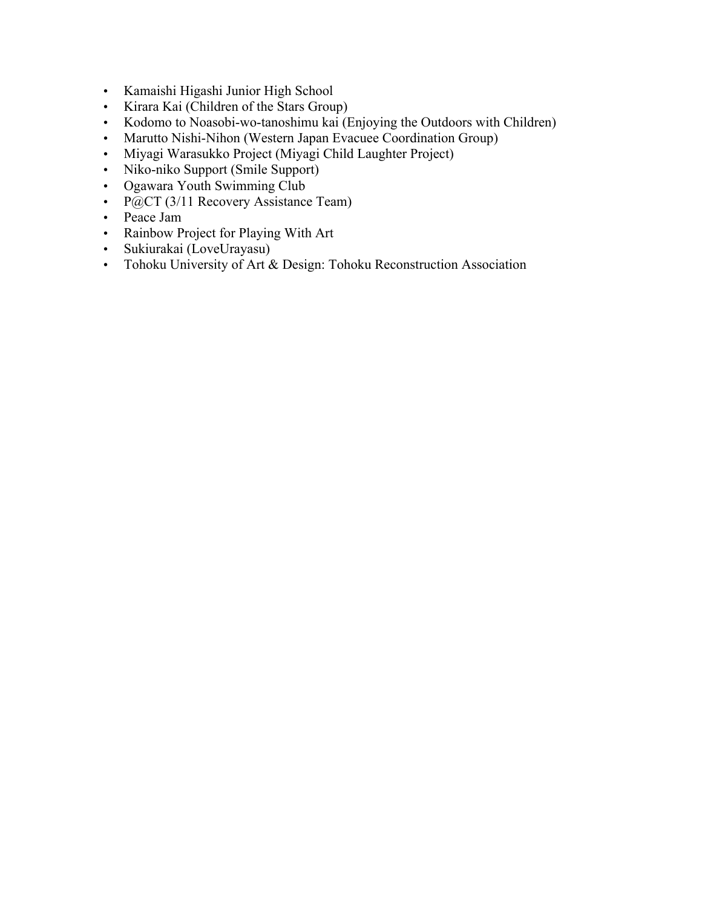- Kamaishi Higashi Junior High School
- Kirara Kai (Children of the Stars Group)
- Kodomo to Noasobi-wo-tanoshimu kai (Enjoying the Outdoors with Children)
- Marutto Nishi-Nihon (Western Japan Evacuee Coordination Group)
- Miyagi Warasukko Project (Miyagi Child Laughter Project)
- Niko-niko Support (Smile Support)
- Ogawara Youth Swimming Club
- P@CT (3/11 Recovery Assistance Team)
- Peace Jam
- Rainbow Project for Playing With Art
- Sukiurakai (LoveUrayasu)
- Tohoku University of Art & Design: Tohoku Reconstruction Association